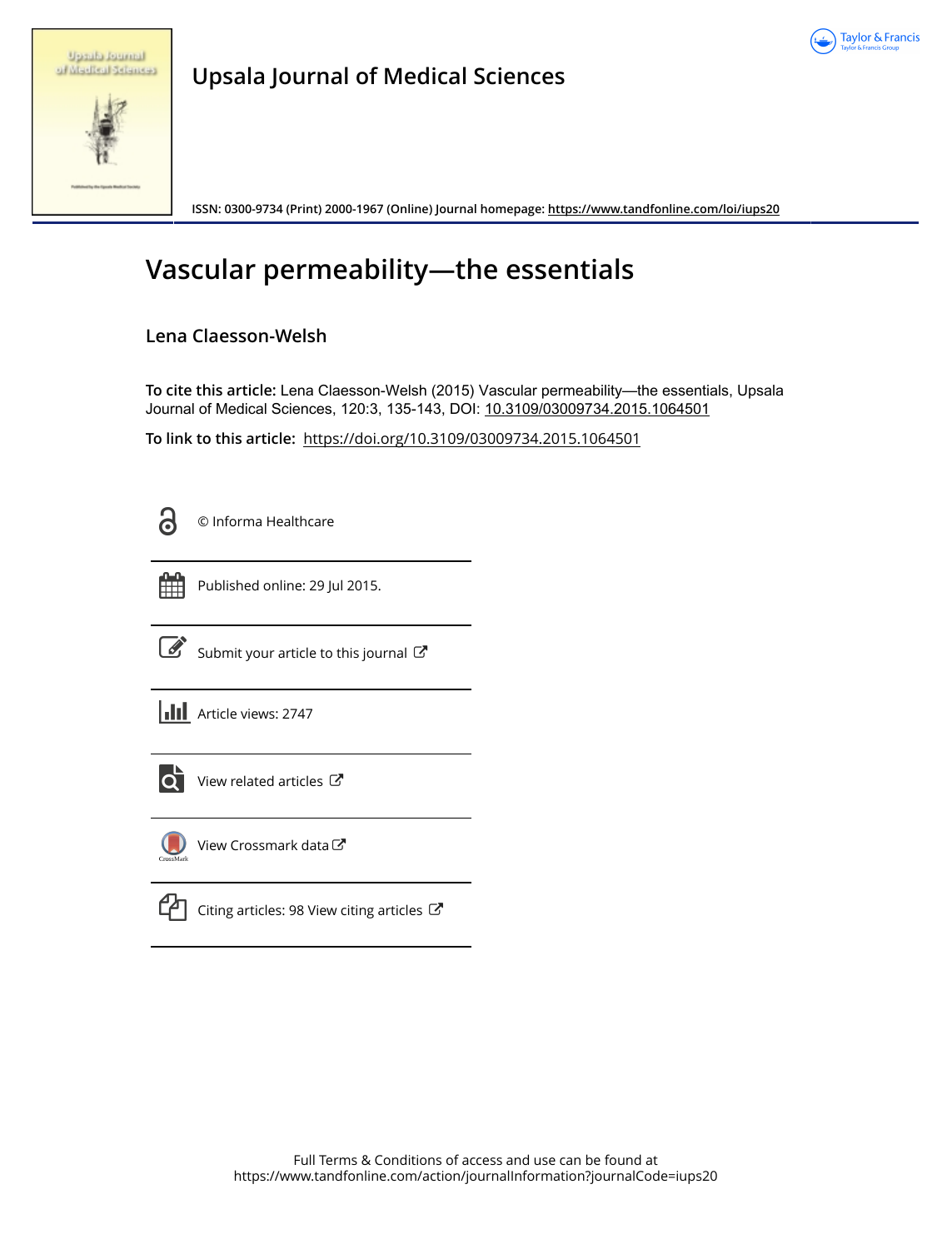# Upsala Journal of Medical Sciences

ISSN: 0300-9734 (Print) 2000-1967 (Online) Journal homepage: https://www.tandfonline.com/loi/iups20

# Vascular permeability—the essentials

## Lena Claesson-Welsh

**To cite this article:** Lena Claesson-Welsh (2015) Vascular permeability—the essentials, Upsala Journal of Medical Sciences, 120:3, 135-143, DOI: 10.3109/03009734.2015.1064501

**To link to this article:** https://doi.org/10.3109/03009734.2015.1064501

© Informa Healthcare

Published online: 29 Jul 2015.

Submit your article to this journal

Article views: 2747

View related articles

View Crossmark data

Citing articles: 98 View citing articles

Full Terms & Conditions of access and use can be found at
https://www.tandfonline.com/action/journalInformation?journalCode=iups20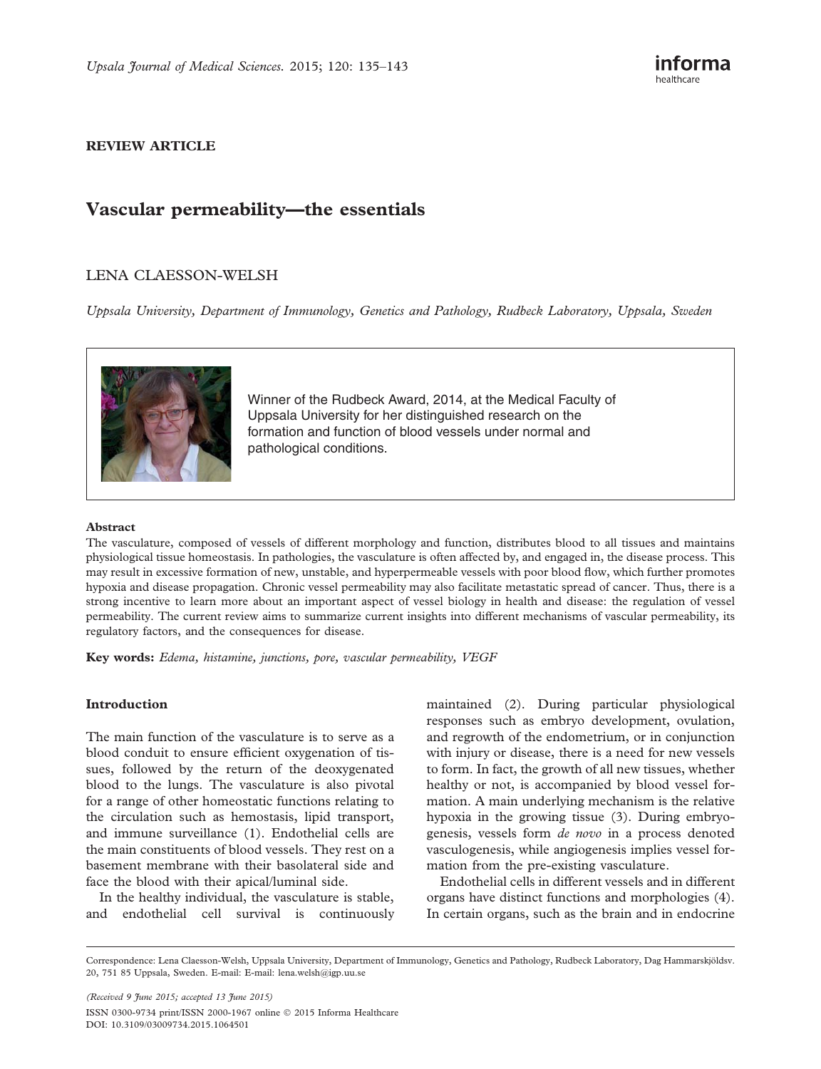REVIEW ARTICLE

# Vascular permeability—the essentials

LENA CLAESSON-WELSH

*Uppsala University, Department of Immunology, Genetics and Pathology, Rudbeck Laboratory, Uppsala, Sweden*

Winner of the Rudbeck Award, 2014, at the Medical Faculty of Uppsala University for her distinguished research on the formation and function of blood vessels under normal and pathological conditions.

### Abstract

The vasculature, composed of vessels of different morphology and function, distributes blood to all tissues and maintains physiological tissue homeostasis. In pathologies, the vasculature is often affected by, and engaged in, the disease process. This may result in excessive formation of new, unstable, and hyperpermeable vessels with poor blood flow, which further promotes hypoxia and disease propagation. Chronic vessel permeability may also facilitate metastatic spread of cancer. Thus, there is a strong incentive to learn more about an important aspect of vessel biology in health and disease: the regulation of vessel permeability. The current review aims to summarize current insights into different mechanisms of vascular permeability, its regulatory factors, and the consequences for disease.

**Key words:** *Edema, histamine, junctions, pore, vascular permeability, VEGF*

## Introduction

The main function of the vasculature is to serve as a blood conduit to ensure efficient oxygenation of tissues, followed by the return of the deoxygenated blood to the lungs. The vasculature is also pivotal for a range of other homeostatic functions relating to the circulation such as hemostasis, lipid transport, and immune surveillance (1). Endothelial cells are the main constituents of blood vessels. They rest on a basement membrane with their basolateral side and face the blood with their apical/luminal side.

In the healthy individual, the vasculature is stable, and endothelial cell survival is continuously maintained (2). During particular physiological responses such as embryo development, ovulation, and regrowth of the endometrium, or in conjunction with injury or disease, there is a need for new vessels to form. In fact, the growth of all new tissues, whether healthy or not, is accompanied by blood vessel formation. A main underlying mechanism is the relative hypoxia in the growing tissue (3). During embryogenesis, vessels form *de novo* in a process denoted vasculogenesis, while angiogenesis implies vessel formation from the pre-existing vasculature.

Endothelial cells in different vessels and in different organs have distinct functions and morphologies (4). In certain organs, such as the brain and in endocrine

Correspondence: Lena Claesson-Welsh, Uppsala University, Department of Immunology, Genetics and Pathology, Rudbeck Laboratory, Dag Hammarskjöldsv. 20, 751 85 Uppsala, Sweden. E-mail: E-mail: lena.welsh@igp.uu.se

*(Received 9 June 2015; accepted 13 June 2015)*

ISSN 0300-9734 print/ISSN 2000-1967 online © 2015 Informa Healthcare
DOI: 10.3109/03009734.2015.1064501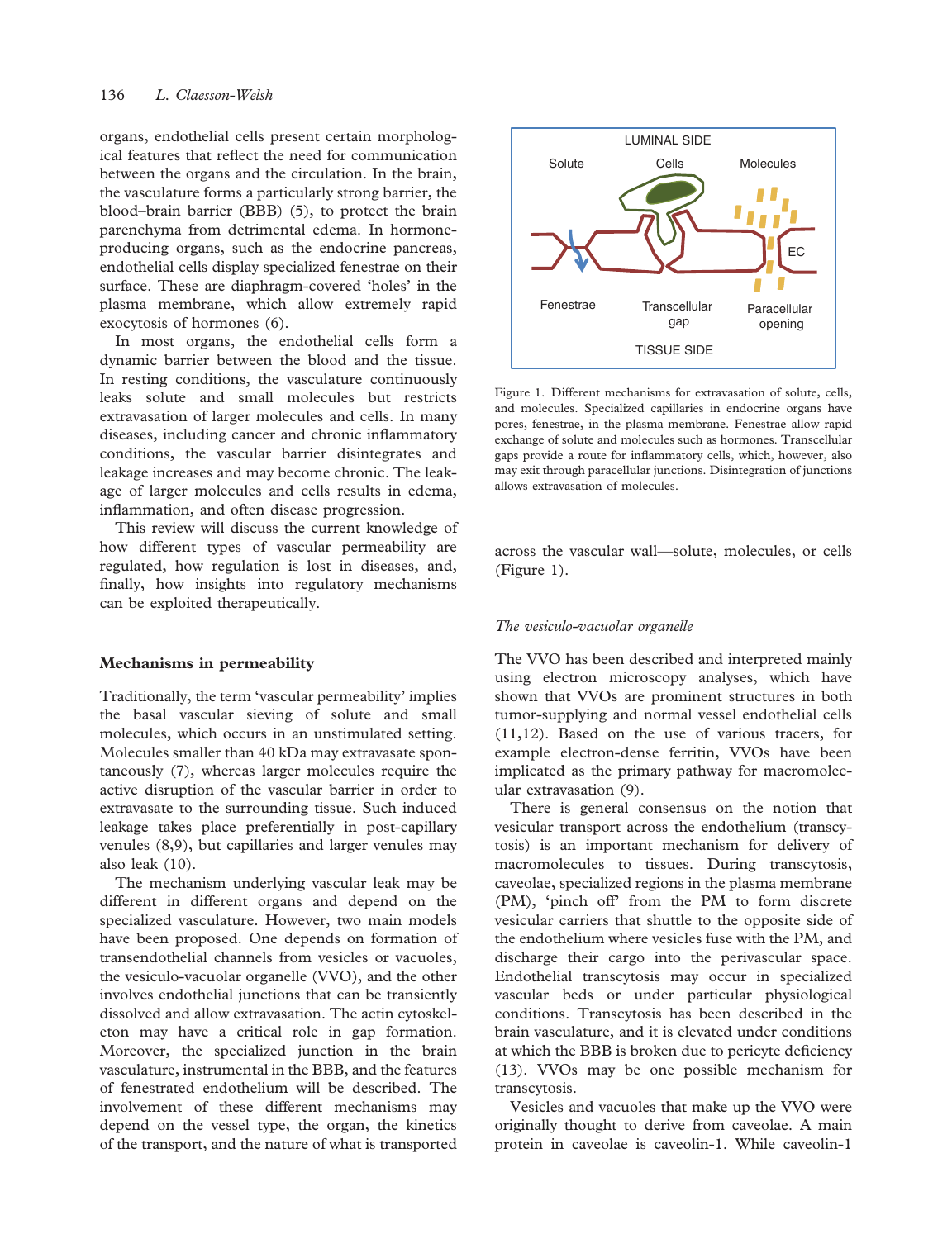organs, endothelial cells present certain morphological features that reflect the need for communication between the organs and the circulation. In the brain, the vasculature forms a particularly strong barrier, the blood–brain barrier (BBB) (5), to protect the brain parenchyma from detrimental edema. In hormone-producing organs, such as the endocrine pancreas, endothelial cells display specialized fenestrae on their surface. These are diaphragm-covered 'holes' in the plasma membrane, which allow extremely rapid exocytosis of hormones (6).

In most organs, the endothelial cells form a dynamic barrier between the blood and the tissue. In resting conditions, the vasculature continuously leaks solute and small molecules but restricts extravasation of larger molecules and cells. In many diseases, including cancer and chronic inflammatory conditions, the vascular barrier disintegrates and leakage increases and may become chronic. The leakage of larger molecules and cells results in edema, inflammation, and often disease progression.

This review will discuss the current knowledge of how different types of vascular permeability are regulated, how regulation is lost in diseases, and, finally, how insights into regulatory mechanisms can be exploited therapeutically.

## Mechanisms in permeability

Traditionally, the term 'vascular permeability' implies the basal vascular sieving of solute and small molecules, which occurs in an unstimulated setting. Molecules smaller than 40 kDa may extravasate spontaneously (7), whereas larger molecules require the active disruption of the vascular barrier in order to extravasate to the surrounding tissue. Such induced leakage takes place preferentially in post-capillary venules (8,9), but capillaries and larger venules may also leak (10).

The mechanism underlying vascular leak may be different in different organs and depend on the specialized vasculature. However, two main models have been proposed. One depends on formation of transendothelial channels from vesicles or vacuoles, the vesiculo-vacuolar organelle (VVO), and the other involves endothelial junctions that can be transiently dissolved and allow extravasation. The actin cytoskeleton may have a critical role in gap formation. Moreover, the specialized junction in the brain vasculature, instrumental in the BBB, and the features of fenestrated endothelium will be described. The involvement of these different mechanisms may depend on the vessel type, the organ, the kinetics of the transport, and the nature of what is transported across the vascular wall—solute, molecules, or cells (Figure 1).

LUMINAL SIDE
Solute
Cells
Molecules
EC
Fenestrae
Transcellular gap
Paracellular opening
TISSUE SIDE

Figure 1. Different mechanisms for extravasation of solute, cells, and molecules. Specialized capillaries in endocrine organs have pores, fenestrae, in the plasma membrane. Fenestrae allow rapid exchange of solute and molecules such as hormones. Transcellular gaps provide a route for inflammatory cells, which, however, also may exit through paracellular junctions. Disintegration of junctions allows extravasation of molecules.

### *The vesiculo-vacuolar organelle*

The VVO has been described and interpreted mainly using electron microscopy analyses, which have shown that VVOs are prominent structures in both tumor-supplying and normal vessel endothelial cells (11,12). Based on the use of various tracers, for example electron-dense ferritin, VVOs have been implicated as the primary pathway for macromolecular extravasation (9).

There is general consensus on the notion that vesicular transport across the endothelium (transcytosis) is an important mechanism for delivery of macromolecules to tissues. During transcytosis, caveolae, specialized regions in the plasma membrane (PM), 'pinch off' from the PM to form discrete vesicular carriers that shuttle to the opposite side of the endothelium where vesicles fuse with the PM, and discharge their cargo into the perivascular space. Endothelial transcytosis may occur in specialized vascular beds or under particular physiological conditions. Transcytosis has been described in the brain vasculature, and it is elevated under conditions at which the BBB is broken due to pericyte deficiency (13). VVOs may be one possible mechanism for transcytosis.

Vesicles and vacuoles that make up the VVO were originally thought to derive from caveolae. A main protein in caveolae is caveolin-1. While caveolin-1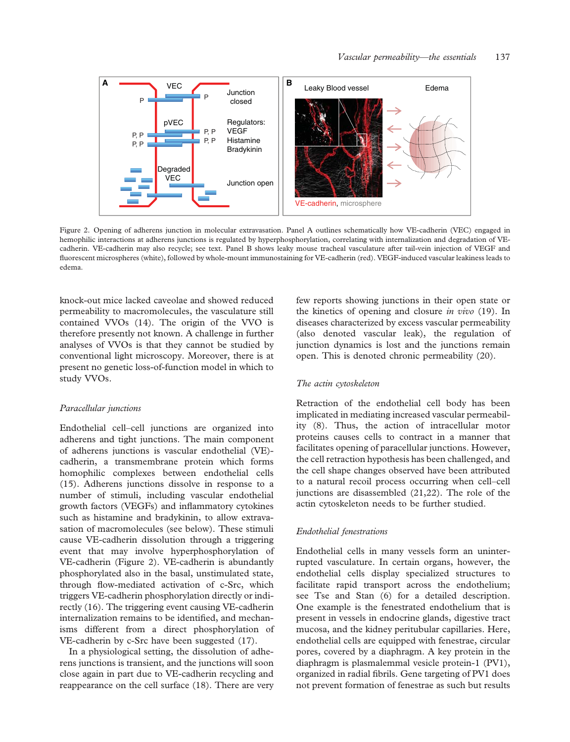A

VEC

P

P

Junction closed

pVEC

P, P

P, P

P, P

P, P

Regulators:
VEGF
Histamine
Bradykinin

Degraded VEC

Junction open

B

Leaky Blood vessel

Edema

VE-cadherin, microsphere

Figure 2. Opening of adherens junction in molecular extravasation. Panel A outlines schematically how VE-cadherin (VEC) engaged in hemophilic interactions at adherens junctions is regulated by hyperphosphorylation, correlating with internalization and degradation of VE-cadherin. VE-cadherin may also recycle; see text. Panel B shows leaky mouse tracheal vasculature after tail-vein injection of VEGF and fluorescent microspheres (white), followed by whole-mount immunostaining for VE-cadherin (red). VEGF-induced vascular leakiness leads to edema.

knock-out mice lacked caveolae and showed reduced permeability to macromolecules, the vasculature still contained VVOs (14). The origin of the VVO is therefore presently not known. A challenge in further analyses of VVOs is that they cannot be studied by conventional light microscopy. Moreover, there is at present no genetic loss-of-function model in which to study VVOs.

### *Paracellular junctions*

Endothelial cell–cell junctions are organized into adherens and tight junctions. The main component of adherens junctions is vascular endothelial (VE)-cadherin, a transmembrane protein which forms homophilic complexes between endothelial cells (15). Adherens junctions dissolve in response to a number of stimuli, including vascular endothelial growth factors (VEGFs) and inflammatory cytokines such as histamine and bradykinin, to allow extravasation of macromolecules (see below). These stimuli cause VE-cadherin dissolution through a triggering event that may involve hyperphosphorylation of VE-cadherin (Figure 2). VE-cadherin is abundantly phosphorylated also in the basal, unstimulated state, through flow-mediated activation of c-Src, which triggers VE-cadherin phosphorylation directly or indirectly (16). The triggering event causing VE-cadherin internalization remains to be identified, and mechanisms different from a direct phosphorylation of VE-cadherin by c-Src have been suggested (17).

In a physiological setting, the dissolution of adherens junctions is transient, and the junctions will soon close again in part due to VE-cadherin recycling and reappearance on the cell surface (18). There are very few reports showing junctions in their open state or the kinetics of opening and closure *in vivo* (19). In diseases characterized by excess vascular permeability (also denoted vascular leak), the regulation of junction dynamics is lost and the junctions remain open. This is denoted chronic permeability (20).

### *The actin cytoskeleton*

Retraction of the endothelial cell body has been implicated in mediating increased vascular permeability (8). Thus, the action of intracellular motor proteins causes cells to contract in a manner that facilitates opening of paracellular junctions. However, the cell retraction hypothesis has been challenged, and the cell shape changes observed have been attributed to a natural recoil process occurring when cell–cell junctions are disassembled (21,22). The role of the actin cytoskeleton needs to be further studied.

### *Endothelial fenestrations*

Endothelial cells in many vessels form an uninterrupted vasculature. In certain organs, however, the endothelial cells display specialized structures to facilitate rapid transport across the endothelium; see Tse and Stan (6) for a detailed description. One example is the fenestrated endothelium that is present in vessels in endocrine glands, digestive tract mucosa, and the kidney peritubular capillaries. Here, endothelial cells are equipped with fenestrae, circular pores, covered by a diaphragm. A key protein in the diaphragm is plasmalemmal vesicle protein-1 (PV1), organized in radial fibrils. Gene targeting of PV1 does not prevent formation of fenestrae as such but results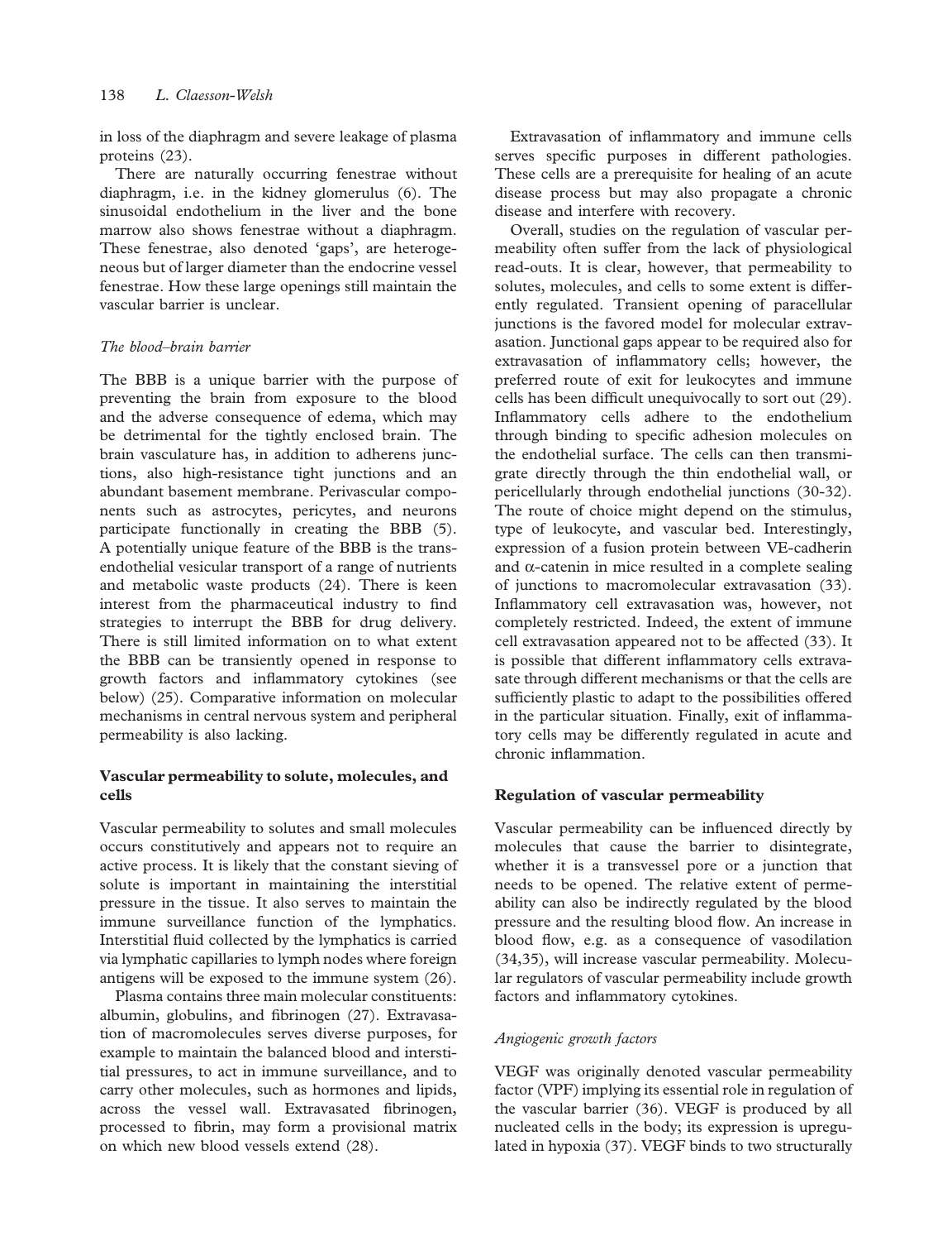in loss of the diaphragm and severe leakage of plasma proteins (23).

There are naturally occurring fenestrae without diaphragm, i.e. in the kidney glomerulus (6). The sinusoidal endothelium in the liver and the bone marrow also shows fenestrae without a diaphragm. These fenestrae, also denoted 'gaps', are heterogeneous but of larger diameter than the endocrine vessel fenestrae. How these large openings still maintain the vascular barrier is unclear.

### *The blood–brain barrier*

The BBB is a unique barrier with the purpose of preventing the brain from exposure to the blood and the adverse consequence of edema, which may be detrimental for the tightly enclosed brain. The brain vasculature has, in addition to adherens junctions, also high-resistance tight junctions and an abundant basement membrane. Perivascular components such as astrocytes, pericytes, and neurons participate functionally in creating the BBB (5). A potentially unique feature of the BBB is the trans-endothelial vesicular transport of a range of nutrients and metabolic waste products (24). There is keen interest from the pharmaceutical industry to find strategies to interrupt the BBB for drug delivery. There is still limited information on to what extent the BBB can be transiently opened in response to growth factors and inflammatory cytokines (see below) (25). Comparative information on molecular mechanisms in central nervous system and peripheral permeability is also lacking.

## **Vascular permeability to solute, molecules, and cells**

Vascular permeability to solutes and small molecules occurs constitutively and appears not to require an active process. It is likely that the constant sieving of solute is important in maintaining the interstitial pressure in the tissue. It also serves to maintain the immune surveillance function of the lymphatics. Interstitial fluid collected by the lymphatics is carried via lymphatic capillaries to lymph nodes where foreign antigens will be exposed to the immune system (26).

Plasma contains three main molecular constituents: albumin, globulins, and fibrinogen (27). Extravasation of macromolecules serves diverse purposes, for example to maintain the balanced blood and interstitial pressures, to act in immune surveillance, and to carry other molecules, such as hormones and lipids, across the vessel wall. Extravasated fibrinogen, processed to fibrin, may form a provisional matrix on which new blood vessels extend (28).

Extravasation of inflammatory and immune cells serves specific purposes in different pathologies. These cells are a prerequisite for healing of an acute disease process but may also propagate a chronic disease and interfere with recovery.

Overall, studies on the regulation of vascular permeability often suffer from the lack of physiological read-outs. It is clear, however, that permeability to solutes, molecules, and cells to some extent is differently regulated. Transient opening of paracellular junctions is the favored model for molecular extravasation. Junctional gaps appear to be required also for extravasation of inflammatory cells; however, the preferred route of exit for leukocytes and immune cells has been difficult unequivocally to sort out (29). Inflammatory cells adhere to the endothelium through binding to specific adhesion molecules on the endothelial surface. The cells can then transmigrate directly through the thin endothelial wall, or pericellularly through endothelial junctions (30-32). The route of choice might depend on the stimulus, type of leukocyte, and vascular bed. Interestingly, expression of a fusion protein between VE-cadherin and α-catenin in mice resulted in a complete sealing of junctions to macromolecular extravasation (33). Inflammatory cell extravasation was, however, not completely restricted. Indeed, the extent of immune cell extravasation appeared not to be affected (33). It is possible that different inflammatory cells extravasate through different mechanisms or that the cells are sufficiently plastic to adapt to the possibilities offered in the particular situation. Finally, exit of inflammatory cells may be differently regulated in acute and chronic inflammation.

## **Regulation of vascular permeability**

Vascular permeability can be influenced directly by molecules that cause the barrier to disintegrate, whether it is a transvessel pore or a junction that needs to be opened. The relative extent of permeability can also be indirectly regulated by the blood pressure and the resulting blood flow. An increase in blood flow, e.g. as a consequence of vasodilation (34,35), will increase vascular permeability. Molecular regulators of vascular permeability include growth factors and inflammatory cytokines.

### *Angiogenic growth factors*

VEGF was originally denoted vascular permeability factor (VPF) implying its essential role in regulation of the vascular barrier (36). VEGF is produced by all nucleated cells in the body; its expression is upregulated in hypoxia (37). VEGF binds to two structurally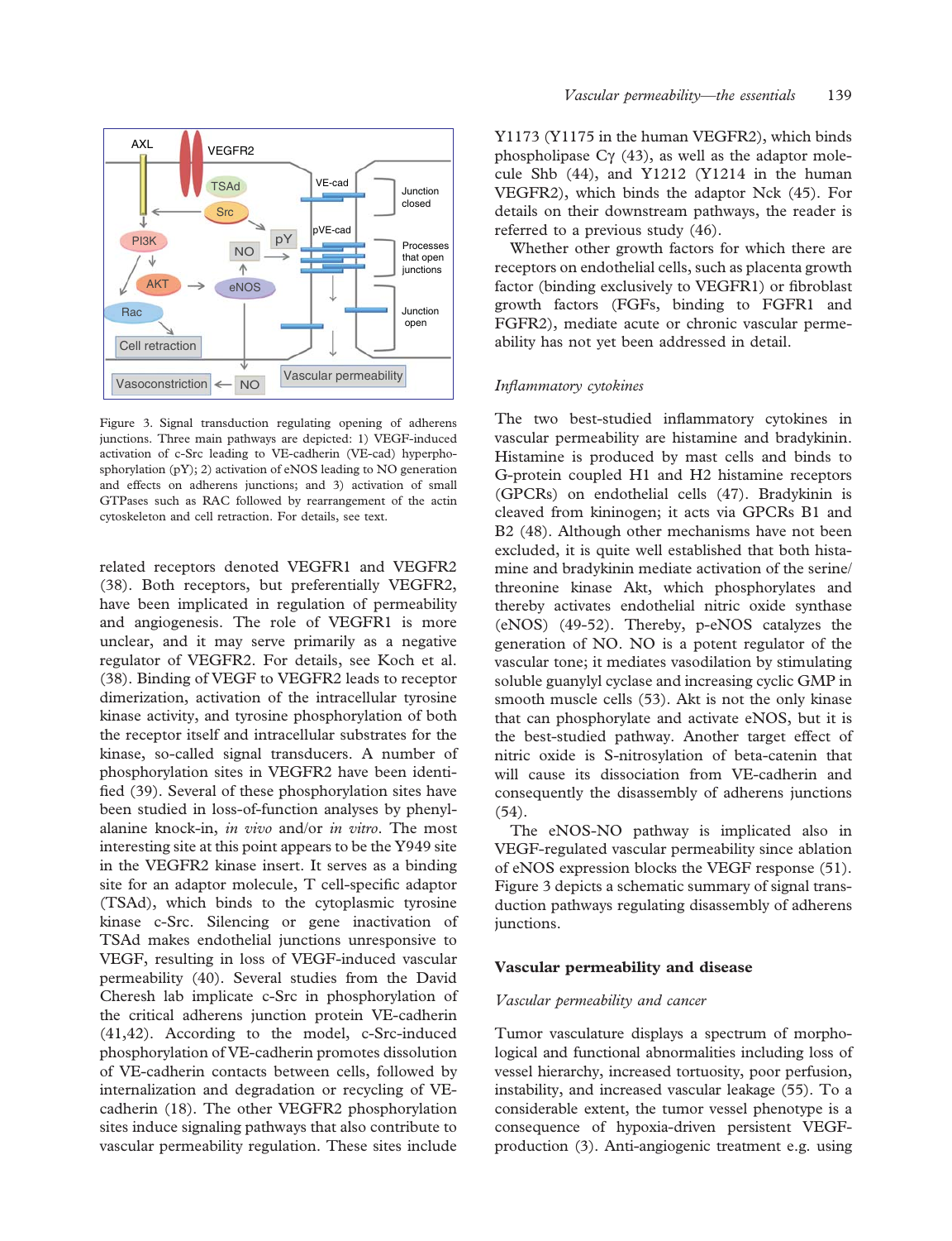AXL

VEGFR2

TSAd

Src

PI3K

NO

pY

AKT

eNOS

Rac

Cell retraction

Vasoconstriction

NO

VE-cad

pVE-cad

Junction closed

Processes that open junctions

Junction open

Vascular permeability

Figure 3. Signal transduction regulating opening of adherens junctions. Three main pathways are depicted: 1) VEGF-induced activation of c-Src leading to VE-cadherin (VE-cad) hyperphosphorylation (pY); 2) activation of eNOS leading to NO generation and effects on adherens junctions; and 3) activation of small GTPases such as RAC followed by rearrangement of the actin cytoskeleton and cell retraction. For details, see text.

related receptors denoted VEGFR1 and VEGFR2 (38). Both receptors, but preferentially VEGFR2, have been implicated in regulation of permeability and angiogenesis. The role of VEGFR1 is more unclear, and it may serve primarily as a negative regulator of VEGFR2. For details, see Koch et al. (38). Binding of VEGF to VEGFR2 leads to receptor dimerization, activation of the intracellular tyrosine kinase activity, and tyrosine phosphorylation of both the receptor itself and intracellular substrates for the kinase, so-called signal transducers. A number of phosphorylation sites in VEGFR2 have been identified (39). Several of these phosphorylation sites have been studied in loss-of-function analyses by phenylalanine knock-in, *in vivo* and/or *in vitro*. The most interesting site at this point appears to be the Y949 site in the VEGFR2 kinase insert. It serves as a binding site for an adaptor molecule, T cell-specific adaptor (TSAd), which binds to the cytoplasmic tyrosine kinase c-Src. Silencing or gene inactivation of TSAd makes endothelial junctions unresponsive to VEGF, resulting in loss of VEGF-induced vascular permeability (40). Several studies from the David Cheresh lab implicate c-Src in phosphorylation of the critical adherens junction protein VE-cadherin (41,42). According to the model, c-Src-induced phosphorylation of VE-cadherin promotes dissolution of VE-cadherin contacts between cells, followed by internalization and degradation or recycling of VE-cadherin (18). The other VEGFR2 phosphorylation sites induce signaling pathways that also contribute to vascular permeability regulation. These sites include Y1173 (Y1175 in the human VEGFR2), which binds phospholipase Cγ (43), as well as the adaptor molecule Shb (44), and Y1212 (Y1214 in the human VEGFR2), which binds the adaptor Nck (45). For details on their downstream pathways, the reader is referred to a previous study (46).

Whether other growth factors for which there are receptors on endothelial cells, such as placenta growth factor (binding exclusively to VEGFR1) or fibroblast growth factors (FGFs, binding to FGFR1 and FGFR2), mediate acute or chronic vascular permeability has not yet been addressed in detail.

### *Inflammatory cytokines*

The two best-studied inflammatory cytokines in vascular permeability are histamine and bradykinin. Histamine is produced by mast cells and binds to G-protein coupled H1 and H2 histamine receptors (GPCRs) on endothelial cells (47). Bradykinin is cleaved from kininogen; it acts via GPCRs B1 and B2 (48). Although other mechanisms have not been excluded, it is quite well established that both histamine and bradykinin mediate activation of the serine/threonine kinase Akt, which phosphorylates and thereby activates endothelial nitric oxide synthase (eNOS) (49-52). Thereby, p-eNOS catalyzes the generation of NO. NO is a potent regulator of the vascular tone; it mediates vasodilation by stimulating soluble guanylyl cyclase and increasing cyclic GMP in smooth muscle cells (53). Akt is not the only kinase that can phosphorylate and activate eNOS, but it is the best-studied pathway. Another target effect of nitric oxide is S-nitrosylation of beta-catenin that will cause its dissociation from VE-cadherin and consequently the disassembly of adherens junctions (54).

The eNOS-NO pathway is implicated also in VEGF-regulated vascular permeability since ablation of eNOS expression blocks the VEGF response (51). Figure 3 depicts a schematic summary of signal transduction pathways regulating disassembly of adherens junctions.

## Vascular permeability and disease

### *Vascular permeability and cancer*

Tumor vasculature displays a spectrum of morphological and functional abnormalities including loss of vessel hierarchy, increased tortuosity, poor perfusion, instability, and increased vascular leakage (55). To a considerable extent, the tumor vessel phenotype is a consequence of hypoxia-driven persistent VEGF-production (3). Anti-angiogenic treatment e.g. using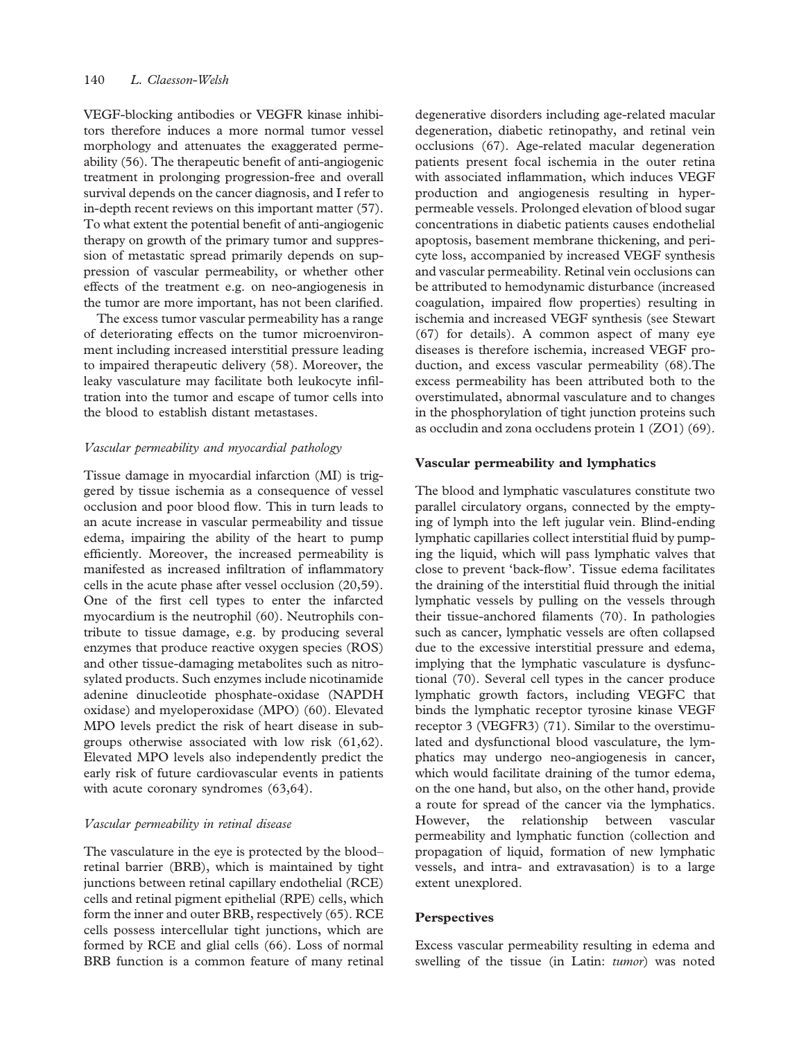VEGF-blocking antibodies or VEGFR kinase inhibitors therefore induces a more normal tumor vessel morphology and attenuates the exaggerated permeability (56). The therapeutic benefit of anti-angiogenic treatment in prolonging progression-free and overall survival depends on the cancer diagnosis, and I refer to in-depth recent reviews on this important matter (57). To what extent the potential benefit of anti-angiogenic therapy on growth of the primary tumor and suppression of metastatic spread primarily depends on suppression of vascular permeability, or whether other effects of the treatment e.g. on neo-angiogenesis in the tumor are more important, has not been clarified.

The excess tumor vascular permeability has a range of deteriorating effects on the tumor microenvironment including increased interstitial pressure leading to impaired therapeutic delivery (58). Moreover, the leaky vasculature may facilitate both leukocyte infiltration into the tumor and escape of tumor cells into the blood to establish distant metastases.

### *Vascular permeability and myocardial pathology*

Tissue damage in myocardial infarction (MI) is triggered by tissue ischemia as a consequence of vessel occlusion and poor blood flow. This in turn leads to an acute increase in vascular permeability and tissue edema, impairing the ability of the heart to pump efficiently. Moreover, the increased permeability is manifested as increased infiltration of inflammatory cells in the acute phase after vessel occlusion (20,59). One of the first cell types to enter the infarcted myocardium is the neutrophil (60). Neutrophils contribute to tissue damage, e.g. by producing several enzymes that produce reactive oxygen species (ROS) and other tissue-damaging metabolites such as nitrosylated products. Such enzymes include nicotinamide adenine dinucleotide phosphate-oxidase (NAPDH oxidase) and myeloperoxidase (MPO) (60). Elevated MPO levels predict the risk of heart disease in subgroups otherwise associated with low risk (61,62). Elevated MPO levels also independently predict the early risk of future cardiovascular events in patients with acute coronary syndromes (63,64).

### *Vascular permeability in retinal disease*

The vasculature in the eye is protected by the blood–retinal barrier (BRB), which is maintained by tight junctions between retinal capillary endothelial (RCE) cells and retinal pigment epithelial (RPE) cells, which form the inner and outer BRB, respectively (65). RCE cells possess intercellular tight junctions, which are formed by RCE and glial cells (66). Loss of normal BRB function is a common feature of many retinal degenerative disorders including age-related macular degeneration, diabetic retinopathy, and retinal vein occlusions (67). Age-related macular degeneration patients present focal ischemia in the outer retina with associated inflammation, which induces VEGF production and angiogenesis resulting in hyperpermeable vessels. Prolonged elevation of blood sugar concentrations in diabetic patients causes endothelial apoptosis, basement membrane thickening, and pericyte loss, accompanied by increased VEGF synthesis and vascular permeability. Retinal vein occlusions can be attributed to hemodynamic disturbance (increased coagulation, impaired flow properties) resulting in ischemia and increased VEGF synthesis (see Stewart (67) for details). A common aspect of many eye diseases is therefore ischemia, increased VEGF production, and excess vascular permeability (68).The excess permeability has been attributed both to the overstimulated, abnormal vasculature and to changes in the phosphorylation of tight junction proteins such as occludin and zona occludens protein 1 (ZO1) (69).

## Vascular permeability and lymphatics

The blood and lymphatic vasculatures constitute two parallel circulatory organs, connected by the emptying of lymph into the left jugular vein. Blind-ending lymphatic capillaries collect interstitial fluid by pumping the liquid, which will pass lymphatic valves that close to prevent 'back-flow'. Tissue edema facilitates the draining of the interstitial fluid through the initial lymphatic vessels by pulling on the vessels through their tissue-anchored filaments (70). In pathologies such as cancer, lymphatic vessels are often collapsed due to the excessive interstitial pressure and edema, implying that the lymphatic vasculature is dysfunctional (70). Several cell types in the cancer produce lymphatic growth factors, including VEGFC that binds the lymphatic receptor tyrosine kinase VEGF receptor 3 (VEGFR3) (71). Similar to the overstimulated and dysfunctional blood vasculature, the lymphatics may undergo neo-angiogenesis in cancer, which would facilitate draining of the tumor edema, on the one hand, but also, on the other hand, provide a route for spread of the cancer via the lymphatics. However, the relationship between vascular permeability and lymphatic function (collection and propagation of liquid, formation of new lymphatic vessels, and intra- and extravasation) is to a large extent unexplored.

## Perspectives

Excess vascular permeability resulting in edema and swelling of the tissue (in Latin: *tumor*) was noted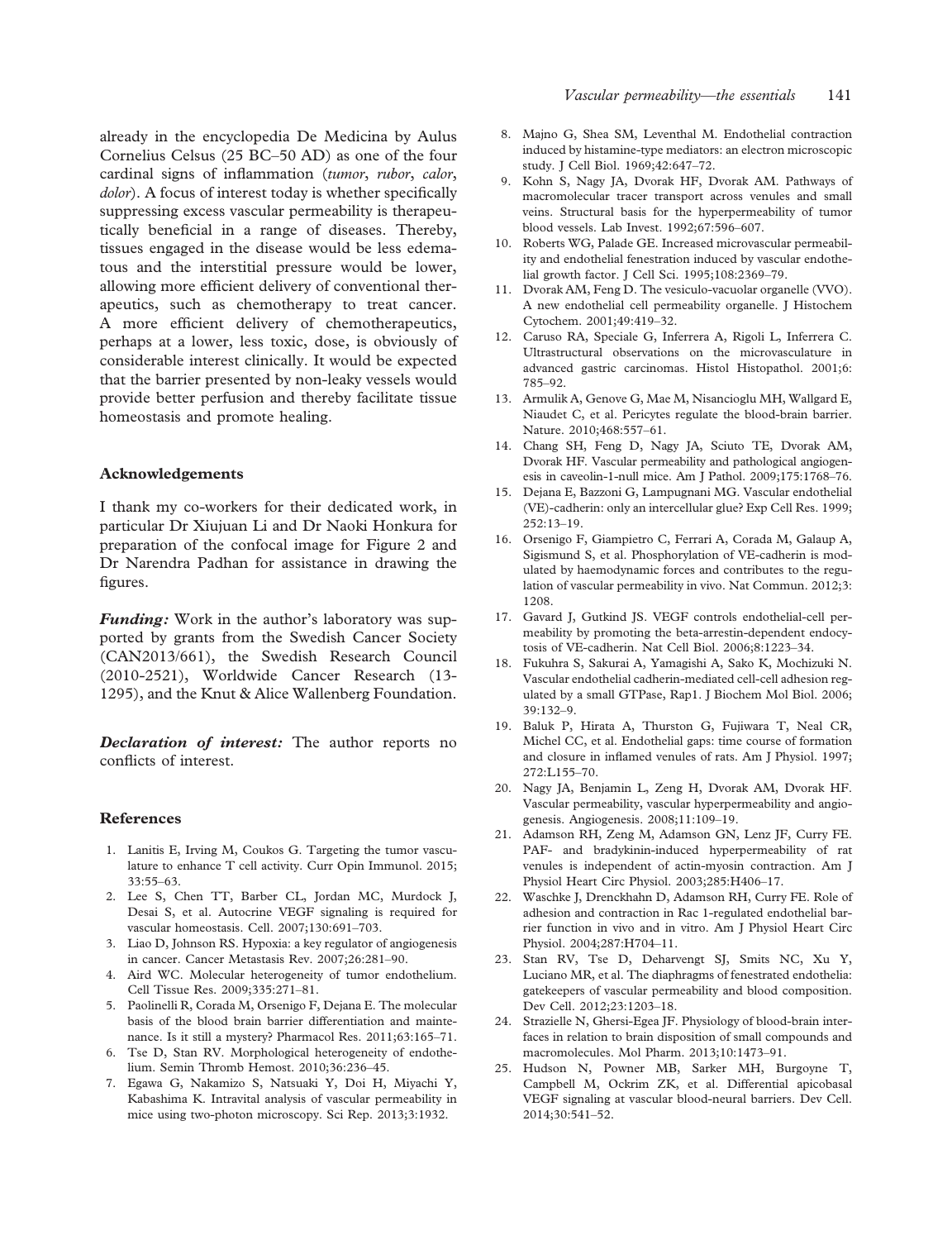already in the encyclopedia De Medicina by Aulus Cornelius Celsus (25 BC–50 AD) as one of the four cardinal signs of inflammation (*tumor*, *rubor*, *calor*, *dolor*). A focus of interest today is whether specifically suppressing excess vascular permeability is therapeutically beneficial in a range of diseases. Thereby, tissues engaged in the disease would be less edematous and the interstitial pressure would be lower, allowing more efficient delivery of conventional therapeutics, such as chemotherapy to treat cancer. A more efficient delivery of chemotherapeutics, perhaps at a lower, less toxic, dose, is obviously of considerable interest clinically. It would be expected that the barrier presented by non-leaky vessels would provide better perfusion and thereby facilitate tissue homeostasis and promote healing.

## Acknowledgements

I thank my co-workers for their dedicated work, in particular Dr Xiujuan Li and Dr Naoki Honkura for preparation of the confocal image for Figure 2 and Dr Narendra Padhan for assistance in drawing the figures.

***Funding:*** Work in the author's laboratory was supported by grants from the Swedish Cancer Society (CAN2013/661), the Swedish Research Council (2010-2521), Worldwide Cancer Research (13-1295), and the Knut & Alice Wallenberg Foundation.

***Declaration of interest:*** The author reports no conflicts of interest.

## References

1. Lanitis E, Irving M, Coukos G. Targeting the tumor vasculature to enhance T cell activity. Curr Opin Immunol. 2015;33:55–63.
2. Lee S, Chen TT, Barber CL, Jordan MC, Murdock J, Desai S, et al. Autocrine VEGF signaling is required for vascular homeostasis. Cell. 2007;130:691–703.
3. Liao D, Johnson RS. Hypoxia: a key regulator of angiogenesis in cancer. Cancer Metastasis Rev. 2007;26:281–90.
4. Aird WC. Molecular heterogeneity of tumor endothelium. Cell Tissue Res. 2009;335:271–81.
5. Paolinelli R, Corada M, Orsenigo F, Dejana E. The molecular basis of the blood brain barrier differentiation and maintenance. Is it still a mystery? Pharmacol Res. 2011;63:165–71.
6. Tse D, Stan RV. Morphological heterogeneity of endothelium. Semin Thromb Hemost. 2010;36:236–45.
7. Egawa G, Nakamizo S, Natsuaki Y, Doi H, Miyachi Y, Kabashima K. Intravital analysis of vascular permeability in mice using two-photon microscopy. Sci Rep. 2013;3:1932.
8. Majno G, Shea SM, Leventhal M. Endothelial contraction induced by histamine-type mediators: an electron microscopic study. J Cell Biol. 1969;42:647–72.
9. Kohn S, Nagy JA, Dvorak HF, Dvorak AM. Pathways of macromolecular tracer transport across venules and small veins. Structural basis for the hyperpermeability of tumor blood vessels. Lab Invest. 1992;67:596–607.
10. Roberts WG, Palade GE. Increased microvascular permeability and endothelial fenestration induced by vascular endothelial growth factor. J Cell Sci. 1995;108:2369–79.
11. Dvorak AM, Feng D. The vesiculo-vacuolar organelle (VVO). A new endothelial cell permeability organelle. J Histochem Cytochem. 2001;49:419–32.
12. Caruso RA, Speciale G, Inferrera A, Rigoli L, Inferrera C. Ultrastructural observations on the microvasculature in advanced gastric carcinomas. Histol Histopathol. 2001;6:785–92.
13. Armulik A, Genove G, Mae M, Nisancioglu MH, Wallgard E, Niaudet C, et al. Pericytes regulate the blood-brain barrier. Nature. 2010;468:557–61.
14. Chang SH, Feng D, Nagy JA, Sciuto TE, Dvorak AM, Dvorak HF. Vascular permeability and pathological angiogenesis in caveolin-1-null mice. Am J Pathol. 2009;175:1768–76.
15. Dejana E, Bazzoni G, Lampugnani MG. Vascular endothelial (VE)-cadherin: only an intercellular glue? Exp Cell Res. 1999;252:13–19.
16. Orsenigo F, Giampietro C, Ferrari A, Corada M, Galaup A, Sigismund S, et al. Phosphorylation of VE-cadherin is modulated by haemodynamic forces and contributes to the regulation of vascular permeability in vivo. Nat Commun. 2012;3:1208.
17. Gavard J, Gutkind JS. VEGF controls endothelial-cell permeability by promoting the beta-arrestin-dependent endocytosis of VE-cadherin. Nat Cell Biol. 2006;8:1223–34.
18. Fukuhra S, Sakurai A, Yamagishi A, Sako K, Mochizuki N. Vascular endothelial cadherin-mediated cell-cell adhesion regulated by a small GTPase, Rap1. J Biochem Mol Biol. 2006;39:132–9.
19. Baluk P, Hirata A, Thurston G, Fujiwara T, Neal CR, Michel CC, et al. Endothelial gaps: time course of formation and closure in inflamed venules of rats. Am J Physiol. 1997;272:L155–70.
20. Nagy JA, Benjamin L, Zeng H, Dvorak AM, Dvorak HF. Vascular permeability, vascular hyperpermeability and angiogenesis. Angiogenesis. 2008;11:109–19.
21. Adamson RH, Zeng M, Adamson GN, Lenz JF, Curry FE. PAF- and bradykinin-induced hyperpermeability of rat venules is independent of actin-myosin contraction. Am J Physiol Heart Circ Physiol. 2003;285:H406–17.
22. Waschke J, Drenckhahn D, Adamson RH, Curry FE. Role of adhesion and contraction in Rac 1-regulated endothelial barrier function in vivo and in vitro. Am J Physiol Heart Circ Physiol. 2004;287:H704–11.
23. Stan RV, Tse D, Deharvengt SJ, Smits NC, Xu Y, Luciano MR, et al. The diaphragms of fenestrated endothelia: gatekeepers of vascular permeability and blood composition. Dev Cell. 2012;23:1203–18.
24. Strazielle N, Ghersi-Egea JF. Physiology of blood-brain interfaces in relation to brain disposition of small compounds and macromolecules. Mol Pharm. 2013;10:1473–91.
25. Hudson N, Powner MB, Sarker MH, Burgoyne T, Campbell M, Ockrim ZK, et al. Differential apicobasal VEGF signaling at vascular blood-neural barriers. Dev Cell. 2014;30:541–52.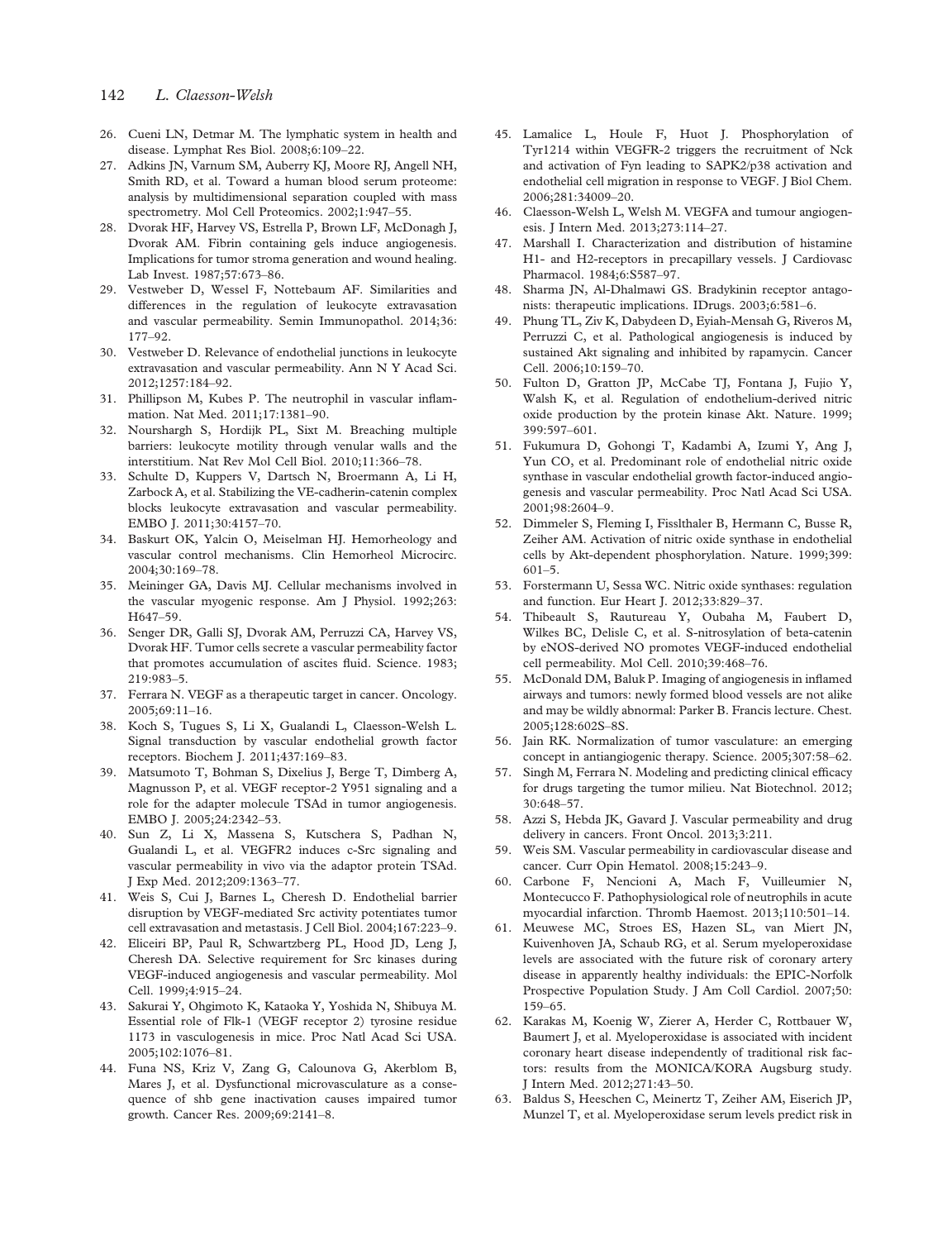26. Cueni LN, Detmar M. The lymphatic system in health and disease. Lymphat Res Biol. 2008;6:109–22.
27. Adkins JN, Varnum SM, Auberry KJ, Moore RJ, Angell NH, Smith RD, et al. Toward a human blood serum proteome: analysis by multidimensional separation coupled with mass spectrometry. Mol Cell Proteomics. 2002;1:947–55.
28. Dvorak HF, Harvey VS, Estrella P, Brown LF, McDonagh J, Dvorak AM. Fibrin containing gels induce angiogenesis. Implications for tumor stroma generation and wound healing. Lab Invest. 1987;57:673–86.
29. Vestweber D, Wessel F, Nottebaum AF. Similarities and differences in the regulation of leukocyte extravasation and vascular permeability. Semin Immunopathol. 2014;36: 177–92.
30. Vestweber D. Relevance of endothelial junctions in leukocyte extravasation and vascular permeability. Ann N Y Acad Sci. 2012;1257:184–92.
31. Phillipson M, Kubes P. The neutrophil in vascular inflammation. Nat Med. 2011;17:1381–90.
32. Nourshargh S, Hordijk PL, Sixt M. Breaching multiple barriers: leukocyte motility through venular walls and the interstitium. Nat Rev Mol Cell Biol. 2010;11:366–78.
33. Schulte D, Kuppers V, Dartsch N, Broermann A, Li H, Zarbock A, et al. Stabilizing the VE-cadherin-catenin complex blocks leukocyte extravasation and vascular permeability. EMBO J. 2011;30:4157–70.
34. Baskurt OK, Yalcin O, Meiselman HJ. Hemorheology and vascular control mechanisms. Clin Hemorheol Microcirc. 2004;30:169–78.
35. Meininger GA, Davis MJ. Cellular mechanisms involved in the vascular myogenic response. Am J Physiol. 1992;263: H647–59.
36. Senger DR, Galli SJ, Dvorak AM, Perruzzi CA, Harvey VS, Dvorak HF. Tumor cells secrete a vascular permeability factor that promotes accumulation of ascites fluid. Science. 1983; 219:983–5.
37. Ferrara N. VEGF as a therapeutic target in cancer. Oncology. 2005;69:11–16.
38. Koch S, Tugues S, Li X, Gualandi L, Claesson-Welsh L. Signal transduction by vascular endothelial growth factor receptors. Biochem J. 2011;437:169–83.
39. Matsumoto T, Bohman S, Dixelius J, Berge T, Dimberg A, Magnusson P, et al. VEGF receptor-2 Y951 signaling and a role for the adapter molecule TSAd in tumor angiogenesis. EMBO J. 2005;24:2342–53.
40. Sun Z, Li X, Massena S, Kutschera S, Padhan N, Gualandi L, et al. VEGFR2 induces c-Src signaling and vascular permeability in vivo via the adaptor protein TSAd. J Exp Med. 2012;209:1363–77.
41. Weis S, Cui J, Barnes L, Cheresh D. Endothelial barrier disruption by VEGF-mediated Src activity potentiates tumor cell extravasation and metastasis. J Cell Biol. 2004;167:223–9.
42. Eliceiri BP, Paul R, Schwartzberg PL, Hood JD, Leng J, Cheresh DA. Selective requirement for Src kinases during VEGF-induced angiogenesis and vascular permeability. Mol Cell. 1999;4:915–24.
43. Sakurai Y, Ohgimoto K, Kataoka Y, Yoshida N, Shibuya M. Essential role of Flk-1 (VEGF receptor 2) tyrosine residue 1173 in vasculogenesis in mice. Proc Natl Acad Sci USA. 2005;102:1076–81.
44. Funa NS, Kriz V, Zang G, Calounova G, Akerblom B, Mares J, et al. Dysfunctional microvasculature as a consequence of shb gene inactivation causes impaired tumor growth. Cancer Res. 2009;69:2141–8.
45. Lamalice L, Houle F, Huot J. Phosphorylation of Tyr1214 within VEGFR-2 triggers the recruitment of Nck and activation of Fyn leading to SAPK2/p38 activation and endothelial cell migration in response to VEGF. J Biol Chem. 2006;281:34009–20.
46. Claesson-Welsh L, Welsh M. VEGFA and tumour angiogenesis. J Intern Med. 2013;273:114–27.
47. Marshall I. Characterization and distribution of histamine H1- and H2-receptors in precapillary vessels. J Cardiovasc Pharmacol. 1984;6:S587–97.
48. Sharma JN, Al-Dhalmawi GS. Bradykinin receptor antagonists: therapeutic implications. IDrugs. 2003;6:581–6.
49. Phung TL, Ziv K, Dabydeen D, Eyiah-Mensah G, Riveros M, Perruzzi C, et al. Pathological angiogenesis is induced by sustained Akt signaling and inhibited by rapamycin. Cancer Cell. 2006;10:159–70.
50. Fulton D, Gratton JP, McCabe TJ, Fontana J, Fujio Y, Walsh K, et al. Regulation of endothelium-derived nitric oxide production by the protein kinase Akt. Nature. 1999; 399:597–601.
51. Fukumura D, Gohongi T, Kadambi A, Izumi Y, Ang J, Yun CO, et al. Predominant role of endothelial nitric oxide synthase in vascular endothelial growth factor-induced angiogenesis and vascular permeability. Proc Natl Acad Sci USA. 2001;98:2604–9.
52. Dimmeler S, Fleming I, Fisslthaler B, Hermann C, Busse R, Zeiher AM. Activation of nitric oxide synthase in endothelial cells by Akt-dependent phosphorylation. Nature. 1999;399: 601–5.
53. Forstermann U, Sessa WC. Nitric oxide synthases: regulation and function. Eur Heart J. 2012;33:829–37.
54. Thibeault S, Rautureau Y, Oubaha M, Faubert D, Wilkes BC, Delisle C, et al. S-nitrosylation of beta-catenin by eNOS-derived NO promotes VEGF-induced endothelial cell permeability. Mol Cell. 2010;39:468–76.
55. McDonald DM, Baluk P. Imaging of angiogenesis in inflamed airways and tumors: newly formed blood vessels are not alike and may be wildly abnormal: Parker B. Francis lecture. Chest. 2005;128:602S–8S.
56. Jain RK. Normalization of tumor vasculature: an emerging concept in antiangiogenic therapy. Science. 2005;307:58–62.
57. Singh M, Ferrara N. Modeling and predicting clinical efficacy for drugs targeting the tumor milieu. Nat Biotechnol. 2012; 30:648–57.
58. Azzi S, Hebda JK, Gavard J. Vascular permeability and drug delivery in cancers. Front Oncol. 2013;3:211.
59. Weis SM. Vascular permeability in cardiovascular disease and cancer. Curr Opin Hematol. 2008;15:243–9.
60. Carbone F, Nencioni A, Mach F, Vuilleumier N, Montecucco F. Pathophysiological role of neutrophils in acute myocardial infarction. Thromb Haemost. 2013;110:501–14.
61. Meuwese MC, Stroes ES, Hazen SL, van Miert JN, Kuivenhoven JA, Schaub RG, et al. Serum myeloperoxidase levels are associated with the future risk of coronary artery disease in apparently healthy individuals: the EPIC-Norfolk Prospective Population Study. J Am Coll Cardiol. 2007;50: 159–65.
62. Karakas M, Koenig W, Zierer A, Herder C, Rottbauer W, Baumert J, et al. Myeloperoxidase is associated with incident coronary heart disease independently of traditional risk factors: results from the MONICA/KORA Augsburg study. J Intern Med. 2012;271:43–50.
63. Baldus S, Heeschen C, Meinertz T, Zeiher AM, Eiserich JP, Munzel T, et al. Myeloperoxidase serum levels predict risk in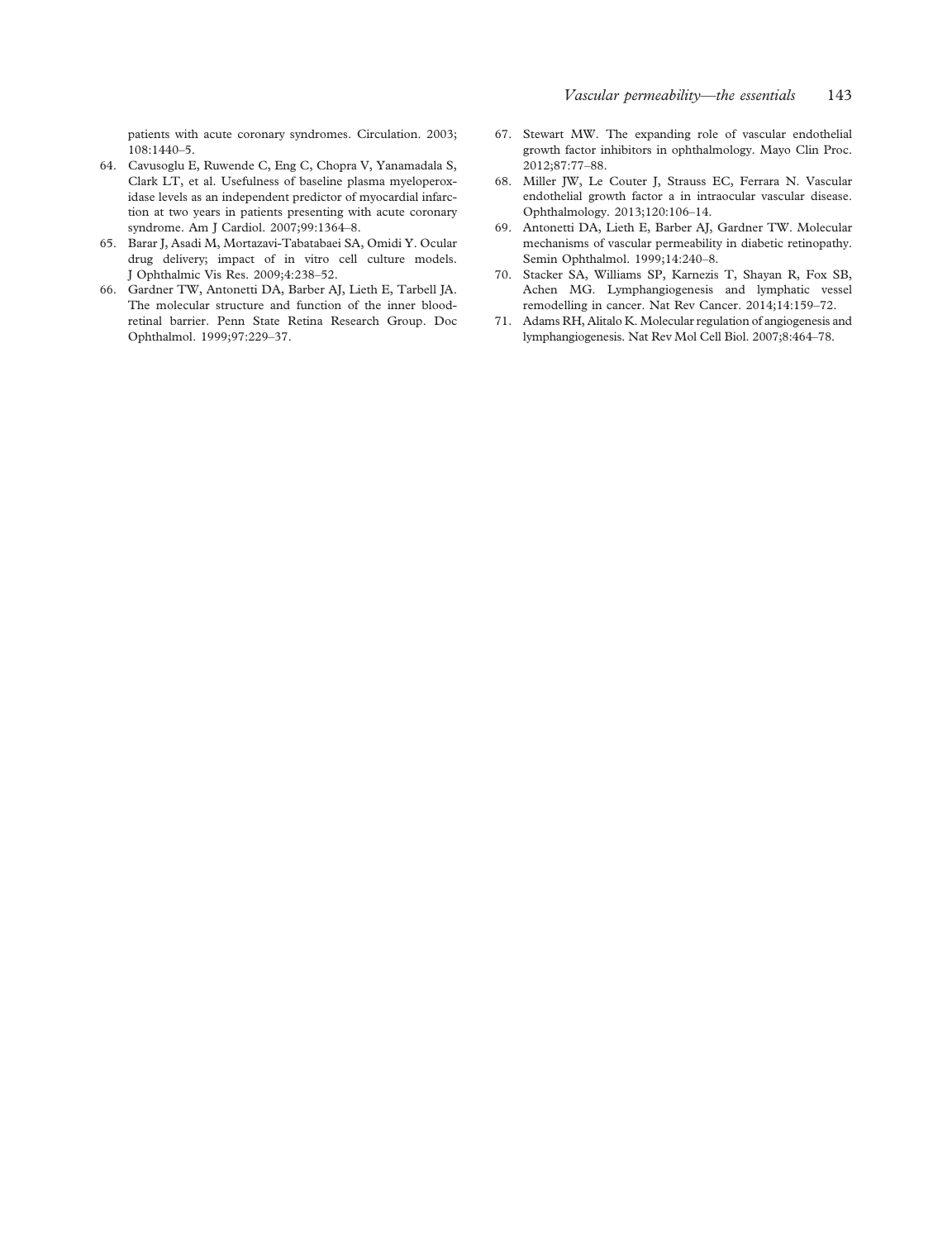patients with acute coronary syndromes. Circulation. 2003;108:1440–5.

64. Cavusoglu E, Ruwende C, Eng C, Chopra V, Yanamadala S, Clark LT, et al. Usefulness of baseline plasma myeloperoxidase levels as an independent predictor of myocardial infarction at two years in patients presenting with acute coronary syndrome. Am J Cardiol. 2007;99:1364–8.
65. Barar J, Asadi M, Mortazavi-Tabatabaei SA, Omidi Y. Ocular drug delivery; impact of in vitro cell culture models. J Ophthalmic Vis Res. 2009;4:238–52.
66. Gardner TW, Antonetti DA, Barber AJ, Lieth E, Tarbell JA. The molecular structure and function of the inner blood-retinal barrier. Penn State Retina Research Group. Doc Ophthalmol. 1999;97:229–37.
67. Stewart MW. The expanding role of vascular endothelial growth factor inhibitors in ophthalmology. Mayo Clin Proc. 2012;87:77–88.
68. Miller JW, Le Couter J, Strauss EC, Ferrara N. Vascular endothelial growth factor a in intraocular vascular disease. Ophthalmology. 2013;120:106–14.
69. Antonetti DA, Lieth E, Barber AJ, Gardner TW. Molecular mechanisms of vascular permeability in diabetic retinopathy. Semin Ophthalmol. 1999;14:240–8.
70. Stacker SA, Williams SP, Karnezis T, Shayan R, Fox SB, Achen MG. Lymphangiogenesis and lymphatic vessel remodelling in cancer. Nat Rev Cancer. 2014;14:159–72.
71. Adams RH, Alitalo K. Molecular regulation of angiogenesis and lymphangiogenesis. Nat Rev Mol Cell Biol. 2007;8:464–78.